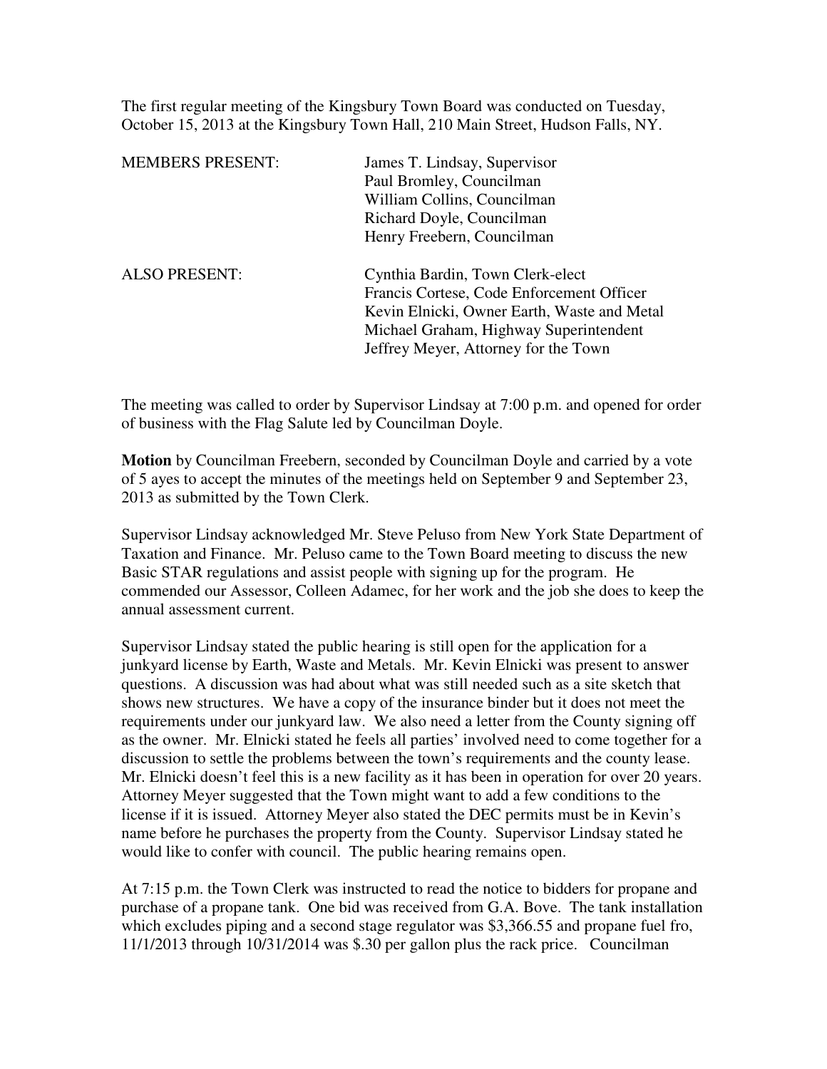The first regular meeting of the Kingsbury Town Board was conducted on Tuesday, October 15, 2013 at the Kingsbury Town Hall, 210 Main Street, Hudson Falls, NY.

| | |
|---|---|
| MEMBERS PRESENT: | James T. Lindsay, Supervisor<br>Paul Bromley, Councilman<br>William Collins, Councilman<br>Richard Doyle, Councilman<br>Henry Freebern, Councilman |
| ALSO PRESENT: | Cynthia Bardin, Town Clerk-elect<br>Francis Cortese, Code Enforcement Officer<br>Kevin Elnicki, Owner Earth, Waste and Metal<br>Michael Graham, Highway Superintendent<br>Jeffrey Meyer, Attorney for the Town |

The meeting was called to order by Supervisor Lindsay at 7:00 p.m. and opened for order of business with the Flag Salute led by Councilman Doyle.

**Motion** by Councilman Freebern, seconded by Councilman Doyle and carried by a vote of 5 ayes to accept the minutes of the meetings held on September 9 and September 23, 2013 as submitted by the Town Clerk.

Supervisor Lindsay acknowledged Mr. Steve Peluso from New York State Department of Taxation and Finance. Mr. Peluso came to the Town Board meeting to discuss the new Basic STAR regulations and assist people with signing up for the program. He commended our Assessor, Colleen Adamec, for her work and the job she does to keep the annual assessment current.

Supervisor Lindsay stated the public hearing is still open for the application for a junkyard license by Earth, Waste and Metals. Mr. Kevin Elnicki was present to answer questions. A discussion was had about what was still needed such as a site sketch that shows new structures. We have a copy of the insurance binder but it does not meet the requirements under our junkyard law. We also need a letter from the County signing off as the owner. Mr. Elnicki stated he feels all parties' involved need to come together for a discussion to settle the problems between the town's requirements and the county lease. Mr. Elnicki doesn't feel this is a new facility as it has been in operation for over 20 years. Attorney Meyer suggested that the Town might want to add a few conditions to the license if it is issued. Attorney Meyer also stated the DEC permits must be in Kevin's name before he purchases the property from the County. Supervisor Lindsay stated he would like to confer with council. The public hearing remains open.

At 7:15 p.m. the Town Clerk was instructed to read the notice to bidders for propane and purchase of a propane tank. One bid was received from G.A. Bove. The tank installation which excludes piping and a second stage regulator was $3,366.55 and propane fuel fro, 11/1/2013 through 10/31/2014 was $.30 per gallon plus the rack price. Councilman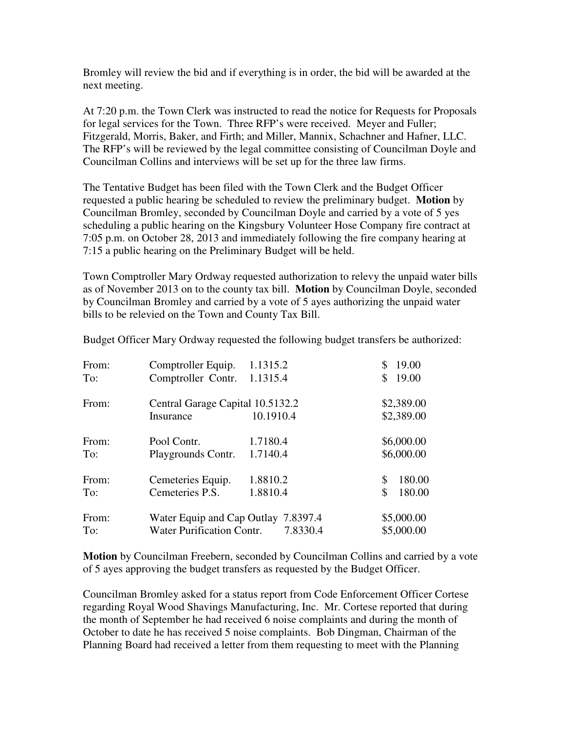Bromley will review the bid and if everything is in order, the bid will be awarded at the next meeting.

At 7:20 p.m. the Town Clerk was instructed to read the notice for Requests for Proposals for legal services for the Town. Three RFP's were received. Meyer and Fuller; Fitzgerald, Morris, Baker, and Firth; and Miller, Mannix, Schachner and Hafner, LLC. The RFP's will be reviewed by the legal committee consisting of Councilman Doyle and Councilman Collins and interviews will be set up for the three law firms.

The Tentative Budget has been filed with the Town Clerk and the Budget Officer requested a public hearing be scheduled to review the preliminary budget. **Motion** by Councilman Bromley, seconded by Councilman Doyle and carried by a vote of 5 yes scheduling a public hearing on the Kingsbury Volunteer Hose Company fire contract at 7:05 p.m. on October 28, 2013 and immediately following the fire company hearing at 7:15 a public hearing on the Preliminary Budget will be held.

Town Comptroller Mary Ordway requested authorization to relevy the unpaid water bills as of November 2013 on to the county tax bill. **Motion** by Councilman Doyle, seconded by Councilman Bromley and carried by a vote of 5 ayes authorizing the unpaid water bills to be relevied on the Town and County Tax Bill.

Budget Officer Mary Ordway requested the following budget transfers be authorized:

| | | | |
|---|---|---|---|
| From: | Comptroller Equip. | 1.1315.2 | $ 19.00 |
| To: | Comptroller Contr. | 1.1315.4 | $ 19.00 |
| From: | Central Garage Capital | 10.5132.2 | $2,389.00 |
| | Insurance | 10.1910.4 | $2,389.00 |
| From: | Pool Contr. | 1.7180.4 | $6,000.00 |
| To: | Playgrounds Contr. | 1.7140.4 | $6,000.00 |
| From: | Cemeteries Equip. | 1.8810.2 | $ 180.00 |
| To: | Cemeteries P.S. | 1.8810.4 | $ 180.00 |
| From: | Water Equip and Cap Outlay | 7.8397.4 | $5,000.00 |
| To: | Water Purification Contr. | 7.8330.4 | $5,000.00 |

**Motion** by Councilman Freebern, seconded by Councilman Collins and carried by a vote of 5 ayes approving the budget transfers as requested by the Budget Officer.

Councilman Bromley asked for a status report from Code Enforcement Officer Cortese regarding Royal Wood Shavings Manufacturing, Inc. Mr. Cortese reported that during the month of September he had received 6 noise complaints and during the month of October to date he has received 5 noise complaints. Bob Dingman, Chairman of the Planning Board had received a letter from them requesting to meet with the Planning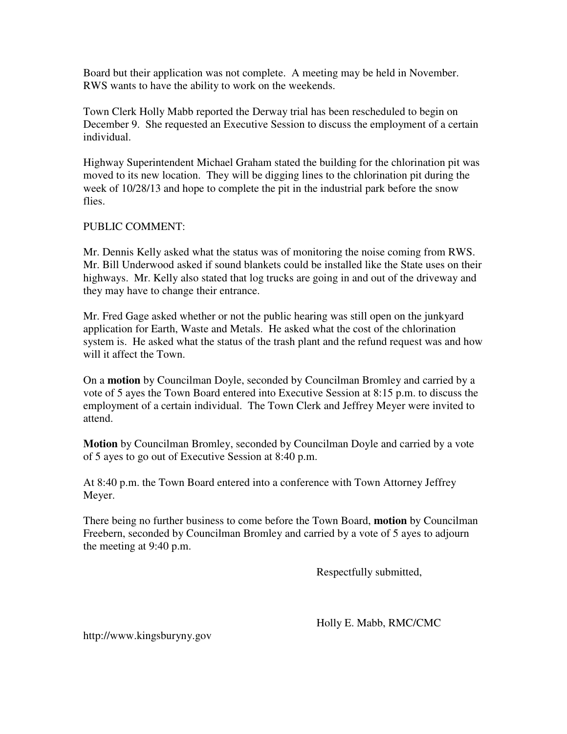Board but their application was not complete. A meeting may be held in November. RWS wants to have the ability to work on the weekends.

Town Clerk Holly Mabb reported the Derway trial has been rescheduled to begin on December 9. She requested an Executive Session to discuss the employment of a certain individual.

Highway Superintendent Michael Graham stated the building for the chlorination pit was moved to its new location. They will be digging lines to the chlorination pit during the week of 10/28/13 and hope to complete the pit in the industrial park before the snow flies.

PUBLIC COMMENT:

Mr. Dennis Kelly asked what the status was of monitoring the noise coming from RWS. Mr. Bill Underwood asked if sound blankets could be installed like the State uses on their highways. Mr. Kelly also stated that log trucks are going in and out of the driveway and they may have to change their entrance.

Mr. Fred Gage asked whether or not the public hearing was still open on the junkyard application for Earth, Waste and Metals. He asked what the cost of the chlorination system is. He asked what the status of the trash plant and the refund request was and how will it affect the Town.

On a **motion** by Councilman Doyle, seconded by Councilman Bromley and carried by a vote of 5 ayes the Town Board entered into Executive Session at 8:15 p.m. to discuss the employment of a certain individual. The Town Clerk and Jeffrey Meyer were invited to attend.

**Motion** by Councilman Bromley, seconded by Councilman Doyle and carried by a vote of 5 ayes to go out of Executive Session at 8:40 p.m.

At 8:40 p.m. the Town Board entered into a conference with Town Attorney Jeffrey Meyer.

There being no further business to come before the Town Board, **motion** by Councilman Freebern, seconded by Councilman Bromley and carried by a vote of 5 ayes to adjourn the meeting at 9:40 p.m.

Respectfully submitted,

Holly E. Mabb, RMC/CMC

http://www.kingsburyny.gov